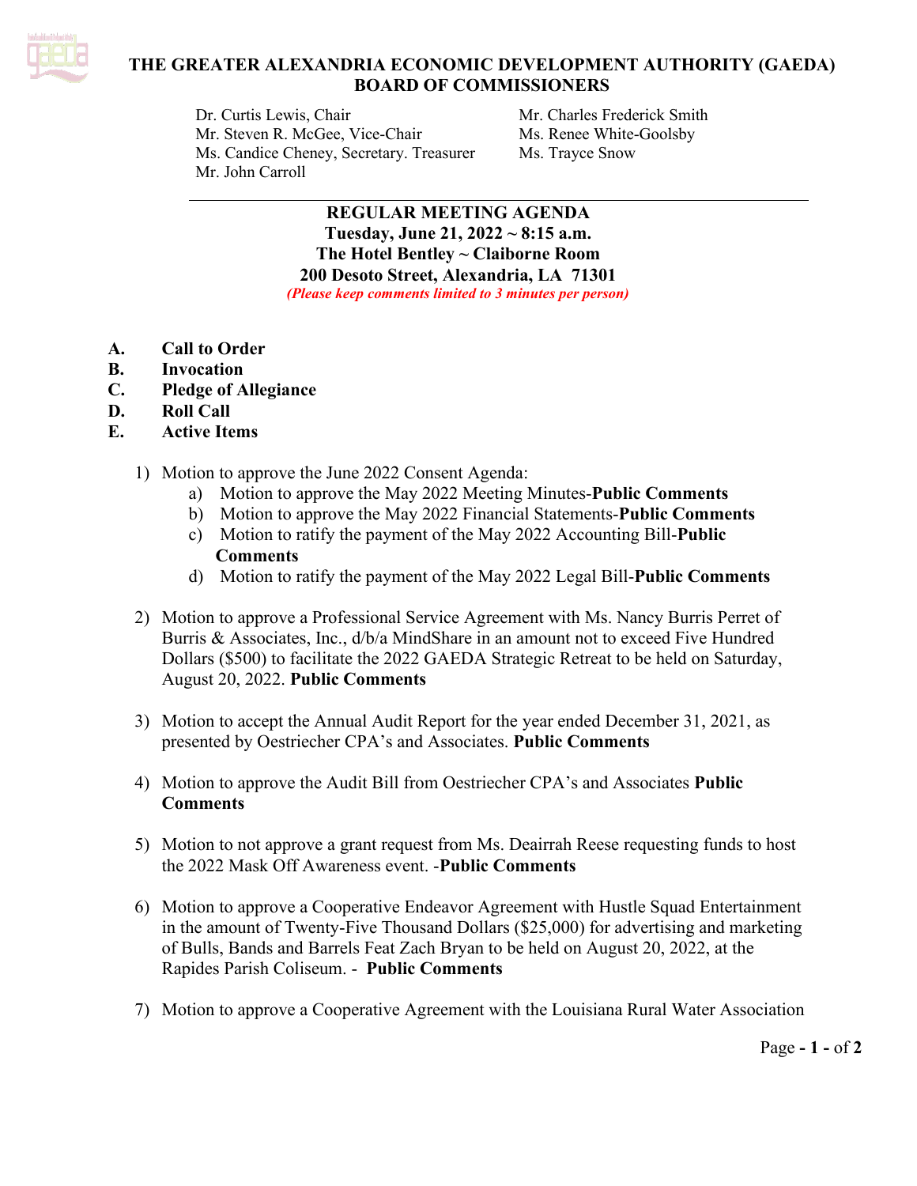# THE GREATER ALEXANDRIA ECONOMIC DEVELOPMENT AUTHORITY (GAEDA) BOARD OF COMMISSIONERS

Dr. Curtis Lewis, Chair
Mr. Steven R. McGee, Vice-Chair
Ms. Candice Cheney, Secretary. Treasurer
Mr. John Carroll
Mr. Charles Frederick Smith
Ms. Renee White-Goolsby
Ms. Trayce Snow

---

**REGULAR MEETING AGENDA**
**Tuesday, June 21, 2022 ~ 8:15 a.m.**
**The Hotel Bentley ~ Claiborne Room**
**200 Desoto Street, Alexandria, LA 71301**
*(Please keep comments limited to 3 minutes per person)*

**A. Call to Order**
**B. Invocation**
**C. Pledge of Allegiance**
**D. Roll Call**
**E. Active Items**

1) Motion to approve the June 2022 Consent Agenda:
   a) Motion to approve the May 2022 Meeting Minutes-**Public Comments**
   b) Motion to approve the May 2022 Financial Statements-**Public Comments**
   c) Motion to ratify the payment of the May 2022 Accounting Bill-**Public Comments**
   d) Motion to ratify the payment of the May 2022 Legal Bill-**Public Comments**

2) Motion to approve a Professional Service Agreement with Ms. Nancy Burris Perret of Burris & Associates, Inc., d/b/a MindShare in an amount not to exceed Five Hundred Dollars ($500) to facilitate the 2022 GAEDA Strategic Retreat to be held on Saturday, August 20, 2022. **Public Comments**

3) Motion to accept the Annual Audit Report for the year ended December 31, 2021, as presented by Oestriecher CPA's and Associates. **Public Comments**

4) Motion to approve the Audit Bill from Oestriecher CPA's and Associates **Public Comments**

5) Motion to not approve a grant request from Ms. Deairrah Reese requesting funds to host the 2022 Mask Off Awareness event. -**Public Comments**

6) Motion to approve a Cooperative Endeavor Agreement with Hustle Squad Entertainment in the amount of Twenty-Five Thousand Dollars ($25,000) for advertising and marketing of Bulls, Bands and Barrels Feat Zach Bryan to be held on August 20, 2022, at the Rapides Parish Coliseum. - **Public Comments**

7) Motion to approve a Cooperative Agreement with the Louisiana Rural Water Association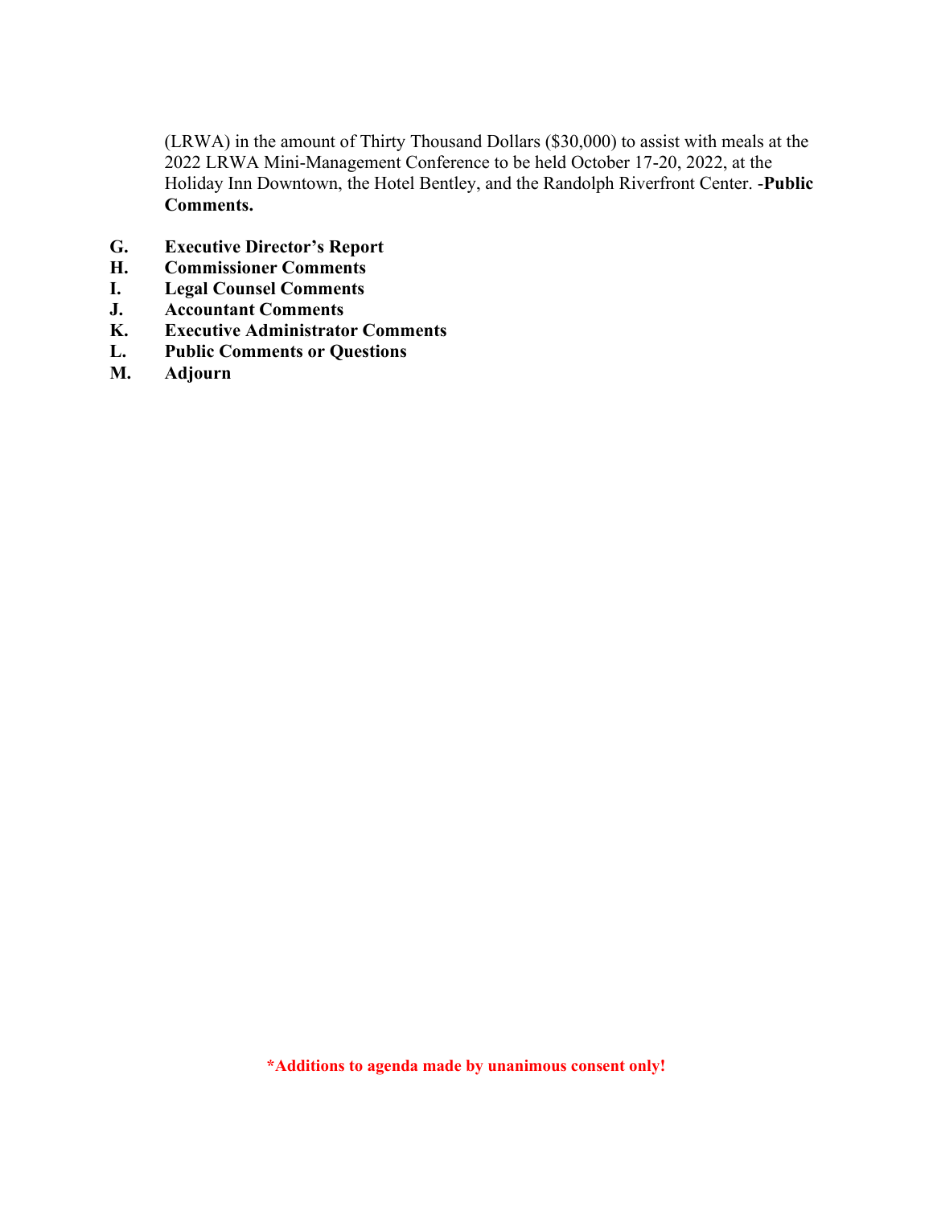(LRWA) in the amount of Thirty Thousand Dollars ($30,000) to assist with meals at the 2022 LRWA Mini-Management Conference to be held October 17-20, 2022, at the Holiday Inn Downtown, the Hotel Bentley, and the Randolph Riverfront Center. -**Public Comments.**

**G. Executive Director's Report**
**H. Commissioner Comments**
**I. Legal Counsel Comments**
**J. Accountant Comments**
**K. Executive Administrator Comments**
**L. Public Comments or Questions**
**M. Adjourn**

***Additions to agenda made by unanimous consent only!**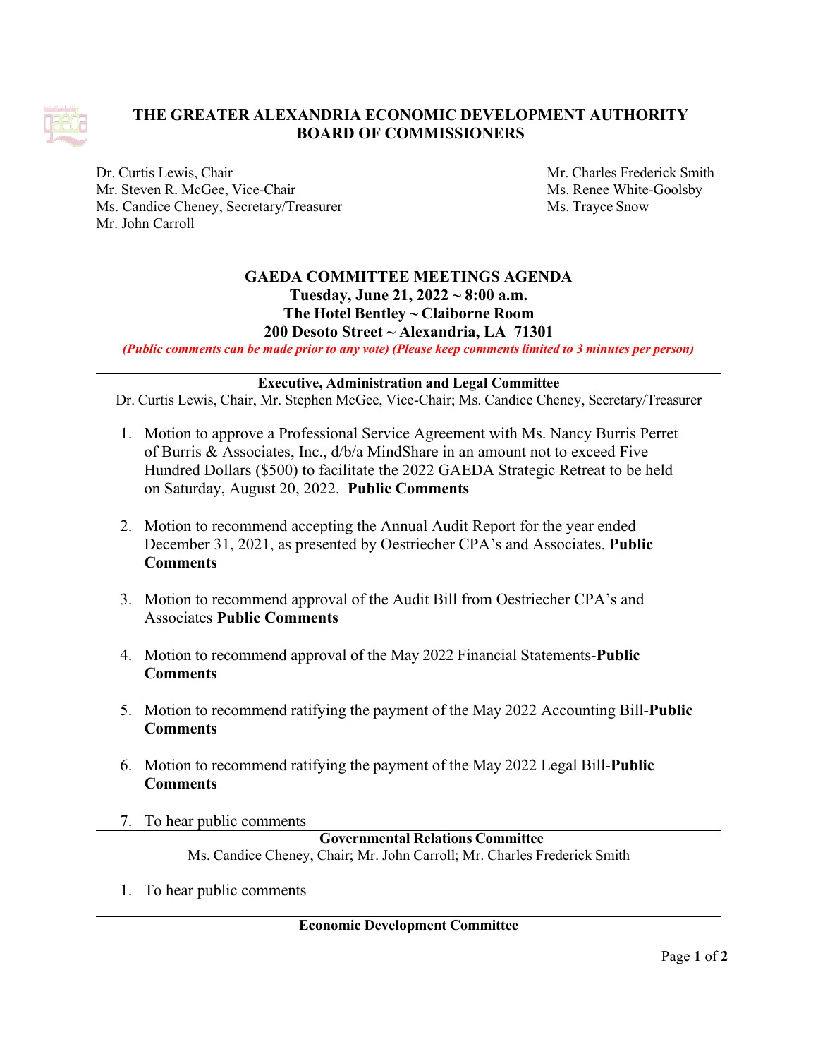# THE GREATER ALEXANDRIA ECONOMIC DEVELOPMENT AUTHORITY BOARD OF COMMISSIONERS

Dr. Curtis Lewis, Chair
Mr. Steven R. McGee, Vice-Chair
Ms. Candice Cheney, Secretary/Treasurer
Mr. John Carroll
Mr. Charles Frederick Smith
Ms. Renee White-Goolsby
Ms. Trayce Snow

## GAEDA COMMITTEE MEETINGS AGENDA

**Tuesday, June 21, 2022 ~ 8:00 a.m.**
**The Hotel Bentley ~ Claiborne Room**
**200 Desoto Street ~ Alexandria, LA 71301**

***(Public comments can be made prior to any vote) (Please keep comments limited to 3 minutes per person)***

---

### Executive, Administration and Legal Committee

Dr. Curtis Lewis, Chair, Mr. Stephen McGee, Vice-Chair; Ms. Candice Cheney, Secretary/Treasurer

1. Motion to approve a Professional Service Agreement with Ms. Nancy Burris Perret of Burris & Associates, Inc., d/b/a MindShare in an amount not to exceed Five Hundred Dollars ($500) to facilitate the 2022 GAEDA Strategic Retreat to be held on Saturday, August 20, 2022. **Public Comments**
2. Motion to recommend accepting the Annual Audit Report for the year ended December 31, 2021, as presented by Oestriecher CPA's and Associates. **Public Comments**
3. Motion to recommend approval of the Audit Bill from Oestriecher CPA's and Associates **Public Comments**
4. Motion to recommend approval of the May 2022 Financial Statements-**Public Comments**
5. Motion to recommend ratifying the payment of the May 2022 Accounting Bill-**Public Comments**
6. Motion to recommend ratifying the payment of the May 2022 Legal Bill-**Public Comments**
7. To hear public comments

---

### Governmental Relations Committee

Ms. Candice Cheney, Chair; Mr. John Carroll; Mr. Charles Frederick Smith

1. To hear public comments

---

### Economic Development Committee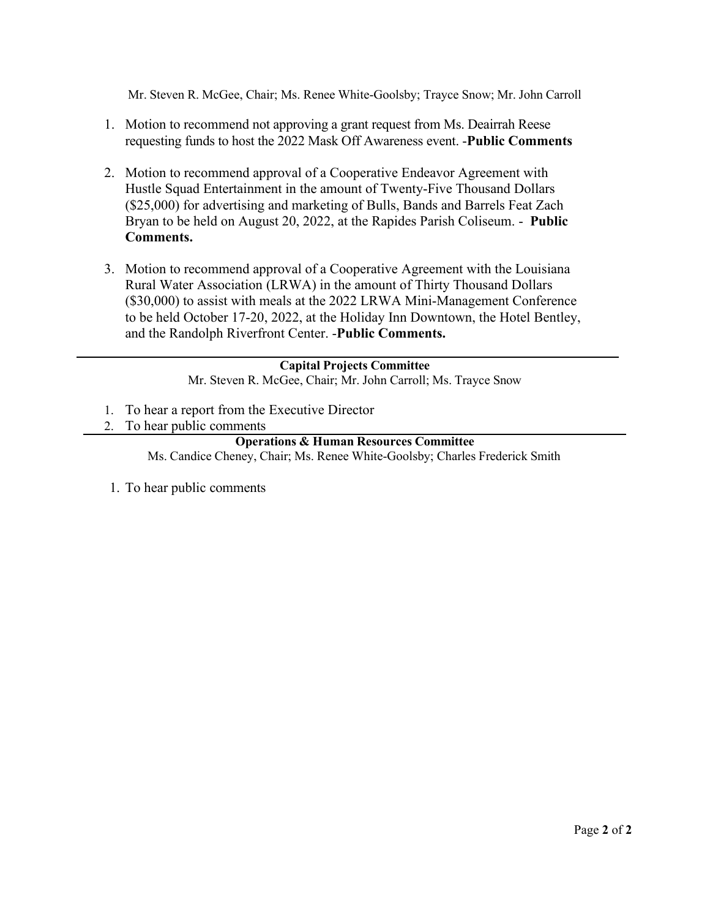Mr. Steven R. McGee, Chair; Ms. Renee White-Goolsby; Trayce Snow; Mr. John Carroll

1. Motion to recommend not approving a grant request from Ms. Deairrah Reese requesting funds to host the 2022 Mask Off Awareness event. -**Public Comments**

2. Motion to recommend approval of a Cooperative Endeavor Agreement with Hustle Squad Entertainment in the amount of Twenty-Five Thousand Dollars ($25,000) for advertising and marketing of Bulls, Bands and Barrels Feat Zach Bryan to be held on August 20, 2022, at the Rapides Parish Coliseum. - **Public Comments.**

3. Motion to recommend approval of a Cooperative Agreement with the Louisiana Rural Water Association (LRWA) in the amount of Thirty Thousand Dollars ($30,000) to assist with meals at the 2022 LRWA Mini-Management Conference to be held October 17-20, 2022, at the Holiday Inn Downtown, the Hotel Bentley, and the Randolph Riverfront Center. -**Public Comments.**

---

**Capital Projects Committee**

Mr. Steven R. McGee, Chair; Mr. John Carroll; Ms. Trayce Snow

1. To hear a report from the Executive Director
2. To hear public comments

---

**Operations & Human Resources Committee**

Ms. Candice Cheney, Chair; Ms. Renee White-Goolsby; Charles Frederick Smith

1. To hear public comments